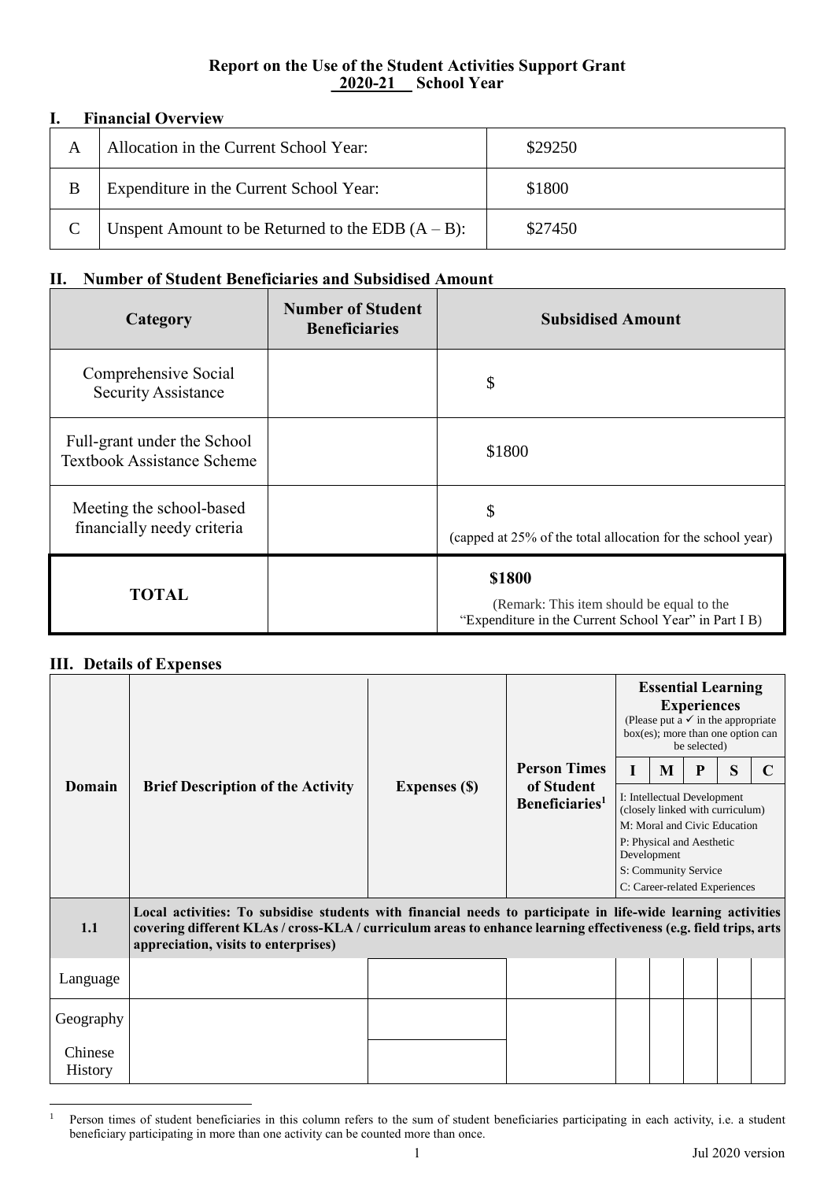# Report on the Use of the Student Activities Support Grant
## 2020-21 School Year

### I. Financial Overview

| | | |
|---|---|---|
| A | Allocation in the Current School Year: | $29250 |
| B | Expenditure in the Current School Year: | $1800 |
| C | Unspent Amount to be Returned to the EDB (A – B): | $27450 |

### II. Number of Student Beneficiaries and Subsidised Amount

| Category | Number of Student Beneficiaries | Subsidised Amount |
|---|---|---|
| Comprehensive Social Security Assistance | | $ |
| Full-grant under the School Textbook Assistance Scheme | | $1800 |
| Meeting the school-based financially needy criteria | | $ (capped at 25% of the total allocation for the school year) |
| **TOTAL** | | **$1800** (Remark: This item should be equal to the "Expenditure in the Current School Year" in Part I B) |

### III. Details of Expenses

| Domain | Brief Description of the Activity | Expenses ($) | Person Times of Student Beneficiaries[1] | Essential Learning Experiences (Please put a ✓ in the appropriate box(es); more than one option can be selected) | | | | |
|---|---|---|---|---|---|---|---|---|
| | | | | I | M | P | S | C |
| | | | | I: Intellectual Development (closely linked with curriculum) M: Moral and Civic Education P: Physical and Aesthetic Development S: Community Service C: Career-related Experiences | | | | |
| **1.1** | **Local activities: To subsidise students with financial needs to participate in life-wide learning activities covering different KLAs / cross-KLA / curriculum areas to enhance learning effectiveness (e.g. field trips, arts appreciation, visits to enterprises)** | | | | | | | |
| Language | | | | | | | | |
| Geography | | | | | | | | |
| Chinese History | | | | | | | | |

[1] Person times of student beneficiaries in this column refers to the sum of student beneficiaries participating in each activity, i.e. a student beneficiary participating in more than one activity can be counted more than once.

Jul 2020 version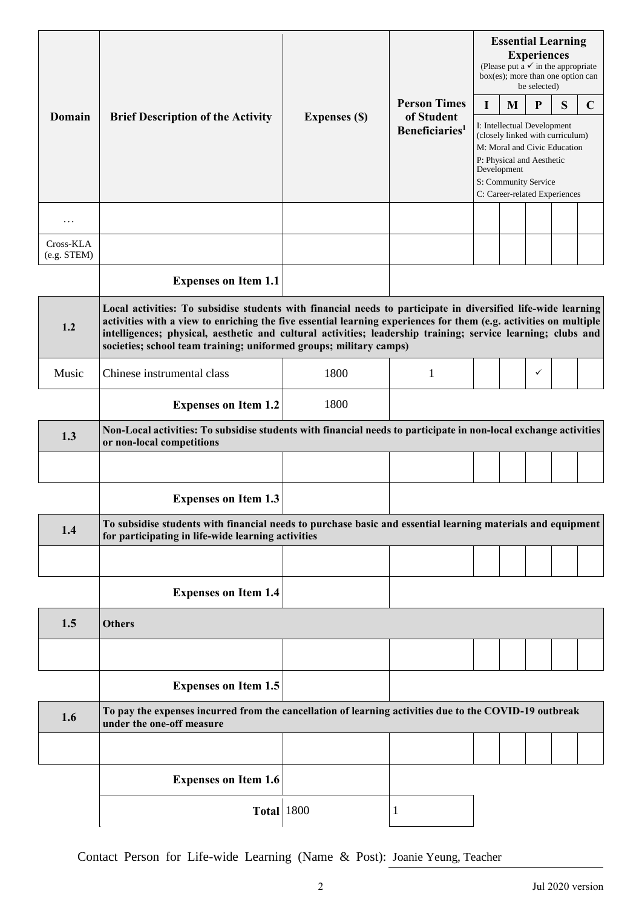| Domain | Brief Description of the Activity | Expenses ($) | Person Times of Student Beneficiaries[1] | Essential Learning Experiences (Please put a ✓ in the appropriate box(es); more than one option can be selected) | | | | |
|---|---|---|---|---|---|---|---|---|
| | | | | I | M | P | S | C |
| | | | | I: Intellectual Development (closely linked with curriculum) M: Moral and Civic Education P: Physical and Aesthetic Development S: Community Service C: Career-related Experiences | | | | |
| … | | | | | | | | |
| Cross-KLA (e.g. STEM) | | | | | | | | |
| | **Expenses on Item 1.1** | | | | | | | |
| **1.2** | **Local activities: To subsidise students with financial needs to participate in diversified life-wide learning activities with a view to enriching the five essential learning experiences for them (e.g. activities on multiple intelligences; physical, aesthetic and cultural activities; leadership training; service learning; clubs and societies; school team training; uniformed groups; military camps)** | | | | | | | |
| Music | Chinese instrumental class | 1800 | 1 | | | ✓ | | |
| | **Expenses on Item 1.2** | 1800 | | | | | | |
| **1.3** | **Non-Local activities: To subsidise students with financial needs to participate in non-local exchange activities or non-local competitions** | | | | | | | |
| | | | | | | | | |
| | **Expenses on Item 1.3** | | | | | | | |
| **1.4** | **To subsidise students with financial needs to purchase basic and essential learning materials and equipment for participating in life-wide learning activities** | | | | | | | |
| | | | | | | | | |
| | **Expenses on Item 1.4** | | | | | | | |
| **1.5** | **Others** | | | | | | | |
| | | | | | | | | |
| | **Expenses on Item 1.5** | | | | | | | |
| **1.6** | **To pay the expenses incurred from the cancellation of learning activities due to the COVID-19 outbreak under the one-off measure** | | | | | | | |
| | | | | | | | | |
| | **Expenses on Item 1.6** | | | | | | | |
| | **Total** | 1800 | 1 | | | | | |

Contact Person for Life-wide Learning (Name & Post): Joanie Yeung, Teacher